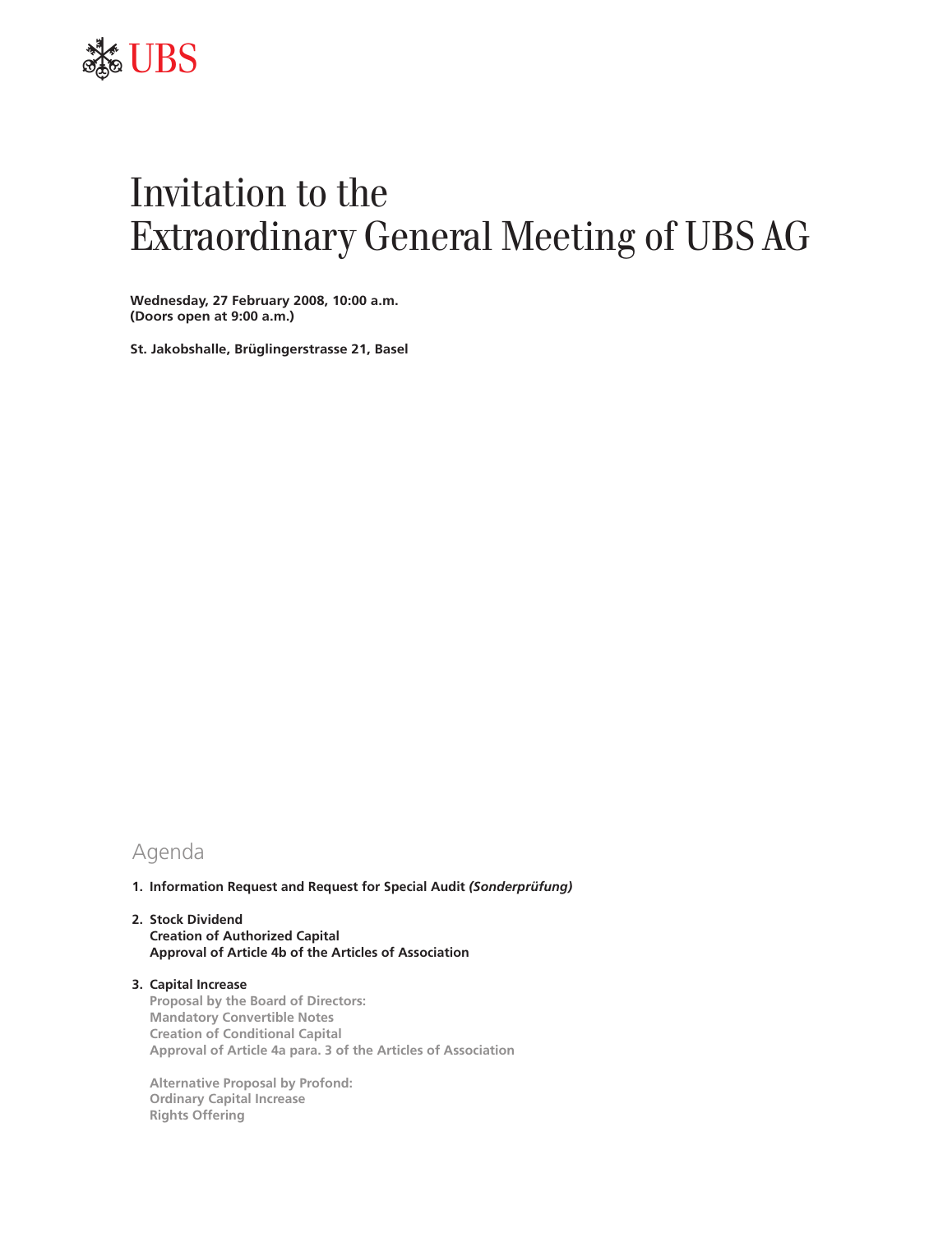UBS

# Invitation to the Extraordinary General Meeting of UBS AG

**Wednesday, 27 February 2008, 10:00 a.m.**
**(Doors open at 9:00 a.m.)**

**St. Jakobshalle, Brüglingerstrasse 21, Basel**

## Agenda

1. **Information Request and Request for Special Audit *(Sonderprüfung)***

2. **Stock Dividend**
   **Creation of Authorized Capital**
   **Approval of Article 4b of the Articles of Association**

3. **Capital Increase**
   **Proposal by the Board of Directors:**
   **Mandatory Convertible Notes**
   **Creation of Conditional Capital**
   **Approval of Article 4a para. 3 of the Articles of Association**

   **Alternative Proposal by Profond:**
   **Ordinary Capital Increase**
   **Rights Offering**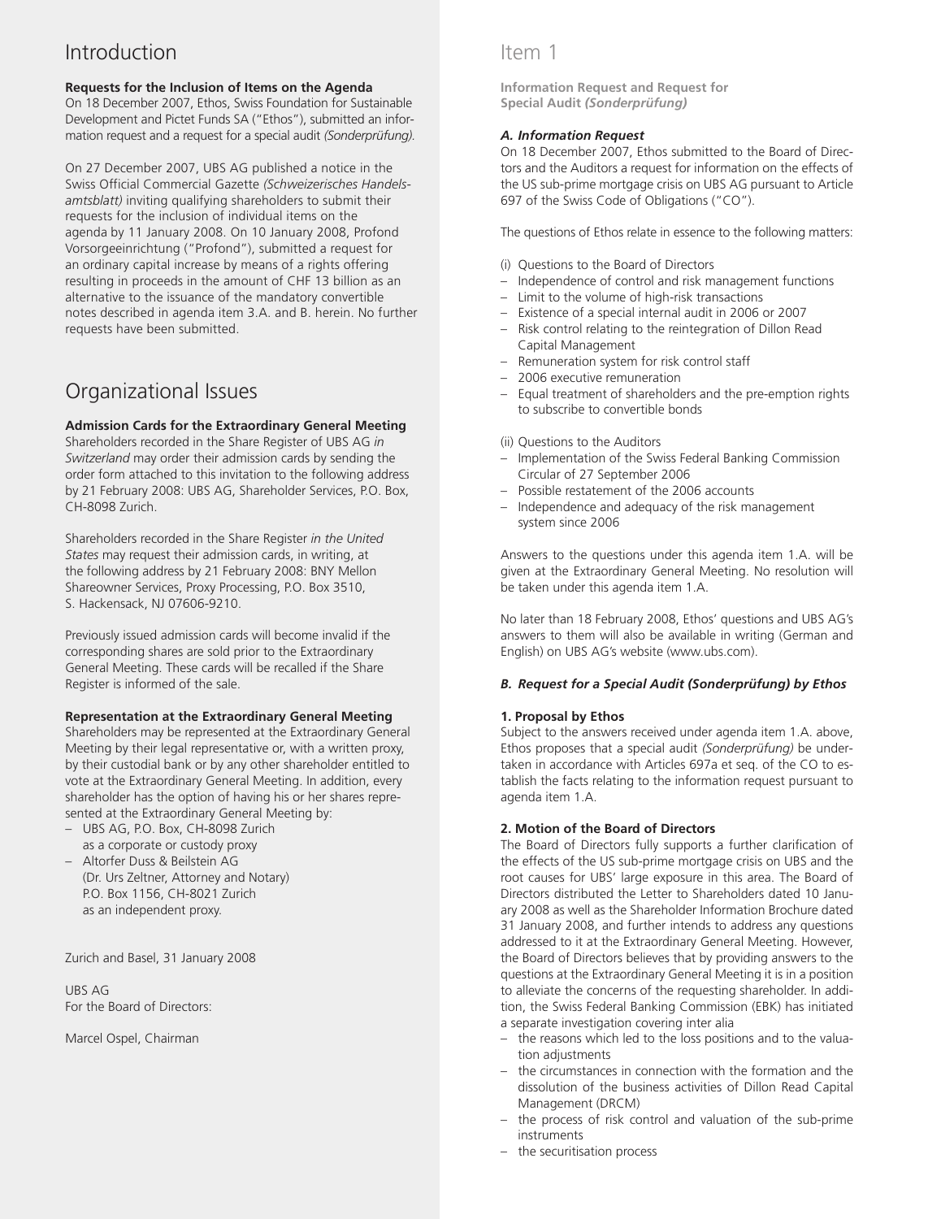# Introduction

**Requests for the Inclusion of Items on the Agenda**

On 18 December 2007, Ethos, Swiss Foundation for Sustainable Development and Pictet Funds SA ("Ethos"), submitted an information request and a request for a special audit *(Sonderprüfung)*.

On 27 December 2007, UBS AG published a notice in the Swiss Official Commercial Gazette *(Schweizerisches Handelsamtsblatt)* inviting qualifying shareholders to submit their requests for the inclusion of individual items on the agenda by 11 January 2008. On 10 January 2008, Profond Vorsorgeeinrichtung ("Profond"), submitted a request for an ordinary capital increase by means of a rights offering resulting in proceeds in the amount of CHF 13 billion as an alternative to the issuance of the mandatory convertible notes described in agenda item 3.A. and B. herein. No further requests have been submitted.

# Organizational Issues

**Admission Cards for the Extraordinary General Meeting**

Shareholders recorded in the Share Register of UBS AG *in Switzerland* may order their admission cards by sending the order form attached to this invitation to the following address by 21 February 2008: UBS AG, Shareholder Services, P.O. Box, CH-8098 Zurich.

Shareholders recorded in the Share Register *in the United States* may request their admission cards, in writing, at the following address by 21 February 2008: BNY Mellon Shareowner Services, Proxy Processing, P.O. Box 3510, S. Hackensack, NJ 07606-9210.

Previously issued admission cards will become invalid if the corresponding shares are sold prior to the Extraordinary General Meeting. These cards will be recalled if the Share Register is informed of the sale.

**Representation at the Extraordinary General Meeting**

Shareholders may be represented at the Extraordinary General Meeting by their legal representative or, with a written proxy, by their custodial bank or by any other shareholder entitled to vote at the Extraordinary General Meeting. In addition, every shareholder has the option of having his or her shares represented at the Extraordinary General Meeting by:

- UBS AG, P.O. Box, CH-8098 Zurich
  as a corporate or custody proxy
- Altorfer Duss & Beilstein AG
  (Dr. Urs Zeltner, Attorney and Notary)
  P.O. Box 1156, CH-8021 Zurich
  as an independent proxy.

Zurich and Basel, 31 January 2008

UBS AG
For the Board of Directors:

Marcel Ospel, Chairman

# Item 1

**Information Request and Request for Special Audit *(Sonderprüfung)***

### *A. Information Request*

On 18 December 2007, Ethos submitted to the Board of Directors and the Auditors a request for information on the effects of the US sub-prime mortgage crisis on UBS AG pursuant to Article 697 of the Swiss Code of Obligations ("CO").

The questions of Ethos relate in essence to the following matters:

(i) Questions to the Board of Directors
- Independence of control and risk management functions
- Limit to the volume of high-risk transactions
- Existence of a special internal audit in 2006 or 2007
- Risk control relating to the reintegration of Dillon Read Capital Management
- Remuneration system for risk control staff
- 2006 executive remuneration
- Equal treatment of shareholders and the pre-emption rights to subscribe to convertible bonds

(ii) Questions to the Auditors
- Implementation of the Swiss Federal Banking Commission Circular of 27 September 2006
- Possible restatement of the 2006 accounts
- Independence and adequacy of the risk management system since 2006

Answers to the questions under this agenda item 1.A. will be given at the Extraordinary General Meeting. No resolution will be taken under this agenda item 1.A.

No later than 18 February 2008, Ethos' questions and UBS AG's answers to them will also be available in writing (German and English) on UBS AG's website (www.ubs.com).

### *B. Request for a Special Audit (Sonderprüfung) by Ethos*

**1. Proposal by Ethos**

Subject to the answers received under agenda item 1.A. above, Ethos proposes that a special audit *(Sonderprüfung)* be undertaken in accordance with Articles 697a et seq. of the CO to establish the facts relating to the information request pursuant to agenda item 1.A.

**2. Motion of the Board of Directors**

The Board of Directors fully supports a further clarification of the effects of the US sub-prime mortgage crisis on UBS and the root causes for UBS' large exposure in this area. The Board of Directors distributed the Letter to Shareholders dated 10 January 2008 as well as the Shareholder Information Brochure dated 31 January 2008, and further intends to address any questions addressed to it at the Extraordinary General Meeting. However, the Board of Directors believes that by providing answers to the questions at the Extraordinary General Meeting it is in a position to alleviate the concerns of the requesting shareholder. In addition, the Swiss Federal Banking Commission (EBK) has initiated a separate investigation covering inter alia

- the reasons which led to the loss positions and to the valuation adjustments
- the circumstances in connection with the formation and the dissolution of the business activities of Dillon Read Capital Management (DRCM)
- the process of risk control and valuation of the sub-prime instruments
- the securitisation process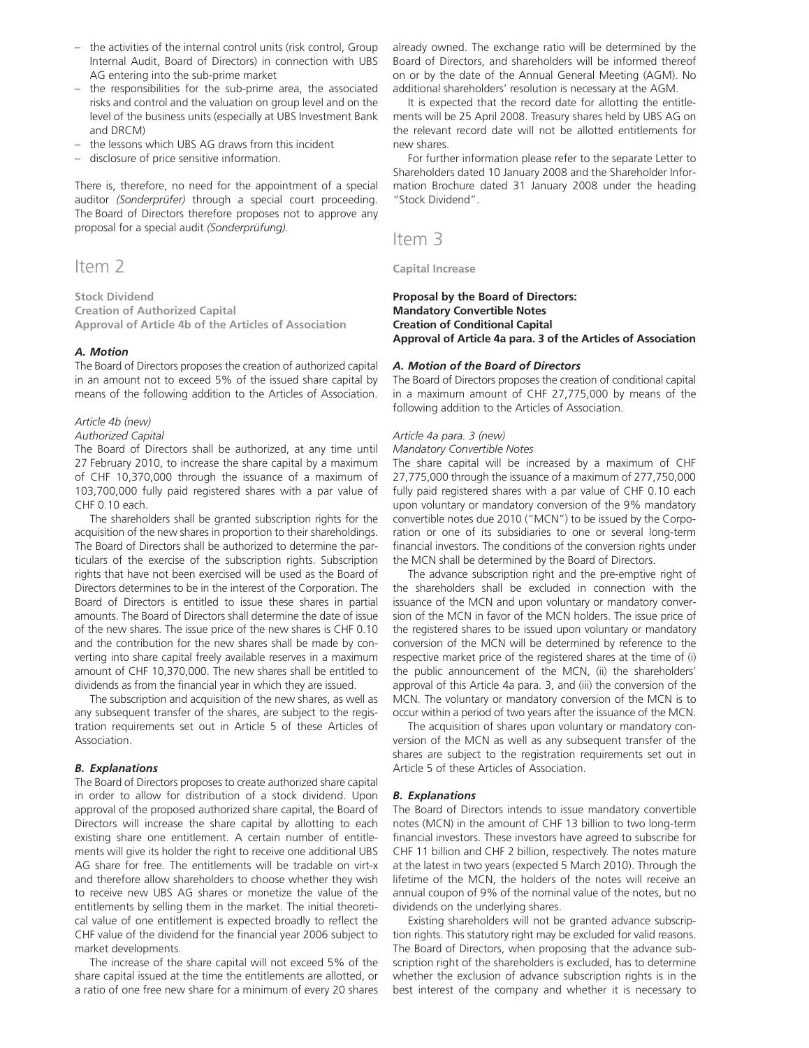- the activities of the internal control units (risk control, Group Internal Audit, Board of Directors) in connection with UBS AG entering into the sub-prime market
- the responsibilities for the sub-prime area, the associated risks and control and the valuation on group level and on the level of the business units (especially at UBS Investment Bank and DRCM)
- the lessons which UBS AG draws from this incident
- disclosure of price sensitive information.

There is, therefore, no need for the appointment of a special auditor *(Sonderprüfer)* through a special court proceeding. The Board of Directors therefore proposes not to approve any proposal for a special audit *(Sonderprüfung)*.

# Item 2

**Stock Dividend**
**Creation of Authorized Capital**
**Approval of Article 4b of the Articles of Association**

### *A. Motion*

The Board of Directors proposes the creation of authorized capital in an amount not to exceed 5% of the issued share capital by means of the following addition to the Articles of Association.

*Article 4b (new)*
*Authorized Capital*

The Board of Directors shall be authorized, at any time until 27 February 2010, to increase the share capital by a maximum of CHF 10,370,000 through the issuance of a maximum of 103,700,000 fully paid registered shares with a par value of CHF 0.10 each.

The shareholders shall be granted subscription rights for the acquisition of the new shares in proportion to their shareholdings. The Board of Directors shall be authorized to determine the particulars of the exercise of the subscription rights. Subscription rights that have not been exercised will be used as the Board of Directors determines to be in the interest of the Corporation. The Board of Directors is entitled to issue these shares in partial amounts. The Board of Directors shall determine the date of issue of the new shares. The issue price of the new shares is CHF 0.10 and the contribution for the new shares shall be made by converting into share capital freely available reserves in a maximum amount of CHF 10,370,000. The new shares shall be entitled to dividends as from the financial year in which they are issued.

The subscription and acquisition of the new shares, as well as any subsequent transfer of the shares, are subject to the registration requirements set out in Article 5 of these Articles of Association.

### *B. Explanations*

The Board of Directors proposes to create authorized share capital in order to allow for distribution of a stock dividend. Upon approval of the proposed authorized share capital, the Board of Directors will increase the share capital by allotting to each existing share one entitlement. A certain number of entitlements will give its holder the right to receive one additional UBS AG share for free. The entitlements will be tradable on virt-x and therefore allow shareholders to choose whether they wish to receive new UBS AG shares or monetize the value of the entitlements by selling them in the market. The initial theoretical value of one entitlement is expected broadly to reflect the CHF value of the dividend for the financial year 2006 subject to market developments.

The increase of the share capital will not exceed 5% of the share capital issued at the time the entitlements are allotted, or a ratio of one free new share for a minimum of every 20 shares already owned. The exchange ratio will be determined by the Board of Directors, and shareholders will be informed thereof on or by the date of the Annual General Meeting (AGM). No additional shareholders' resolution is necessary at the AGM.

It is expected that the record date for allotting the entitlements will be 25 April 2008. Treasury shares held by UBS AG on the relevant record date will not be allotted entitlements for new shares.

For further information please refer to the separate Letter to Shareholders dated 10 January 2008 and the Shareholder Information Brochure dated 31 January 2008 under the heading "Stock Dividend".

# Item 3

**Capital Increase**

**Proposal by the Board of Directors:**
**Mandatory Convertible Notes**
**Creation of Conditional Capital**
**Approval of Article 4a para. 3 of the Articles of Association**

### *A. Motion of the Board of Directors*

The Board of Directors proposes the creation of conditional capital in a maximum amount of CHF 27,775,000 by means of the following addition to the Articles of Association.

*Article 4a para. 3 (new)*
*Mandatory Convertible Notes*

The share capital will be increased by a maximum of CHF 27,775,000 through the issuance of a maximum of 277,750,000 fully paid registered shares with a par value of CHF 0.10 each upon voluntary or mandatory conversion of the 9% mandatory convertible notes due 2010 ("MCN") to be issued by the Corporation or one of its subsidiaries to one or several long-term financial investors. The conditions of the conversion rights under the MCN shall be determined by the Board of Directors.

The advance subscription right and the pre-emptive right of the shareholders shall be excluded in connection with the issuance of the MCN and upon voluntary or mandatory conversion of the MCN in favor of the MCN holders. The issue price of the registered shares to be issued upon voluntary or mandatory conversion of the MCN will be determined by reference to the respective market price of the registered shares at the time of (i) the public announcement of the MCN, (ii) the shareholders' approval of this Article 4a para. 3, and (iii) the conversion of the MCN. The voluntary or mandatory conversion of the MCN is to occur within a period of two years after the issuance of the MCN.

The acquisition of shares upon voluntary or mandatory conversion of the MCN as well as any subsequent transfer of the shares are subject to the registration requirements set out in Article 5 of these Articles of Association.

### *B. Explanations*

The Board of Directors intends to issue mandatory convertible notes (MCN) in the amount of CHF 13 billion to two long-term financial investors. These investors have agreed to subscribe for CHF 11 billion and CHF 2 billion, respectively. The notes mature at the latest in two years (expected 5 March 2010). Through the lifetime of the MCN, the holders of the notes will receive an annual coupon of 9% of the nominal value of the notes, but no dividends on the underlying shares.

Existing shareholders will not be granted advance subscription rights. This statutory right may be excluded for valid reasons. The Board of Directors, when proposing that the advance subscription right of the shareholders is excluded, has to determine whether the exclusion of advance subscription rights is in the best interest of the company and whether it is necessary to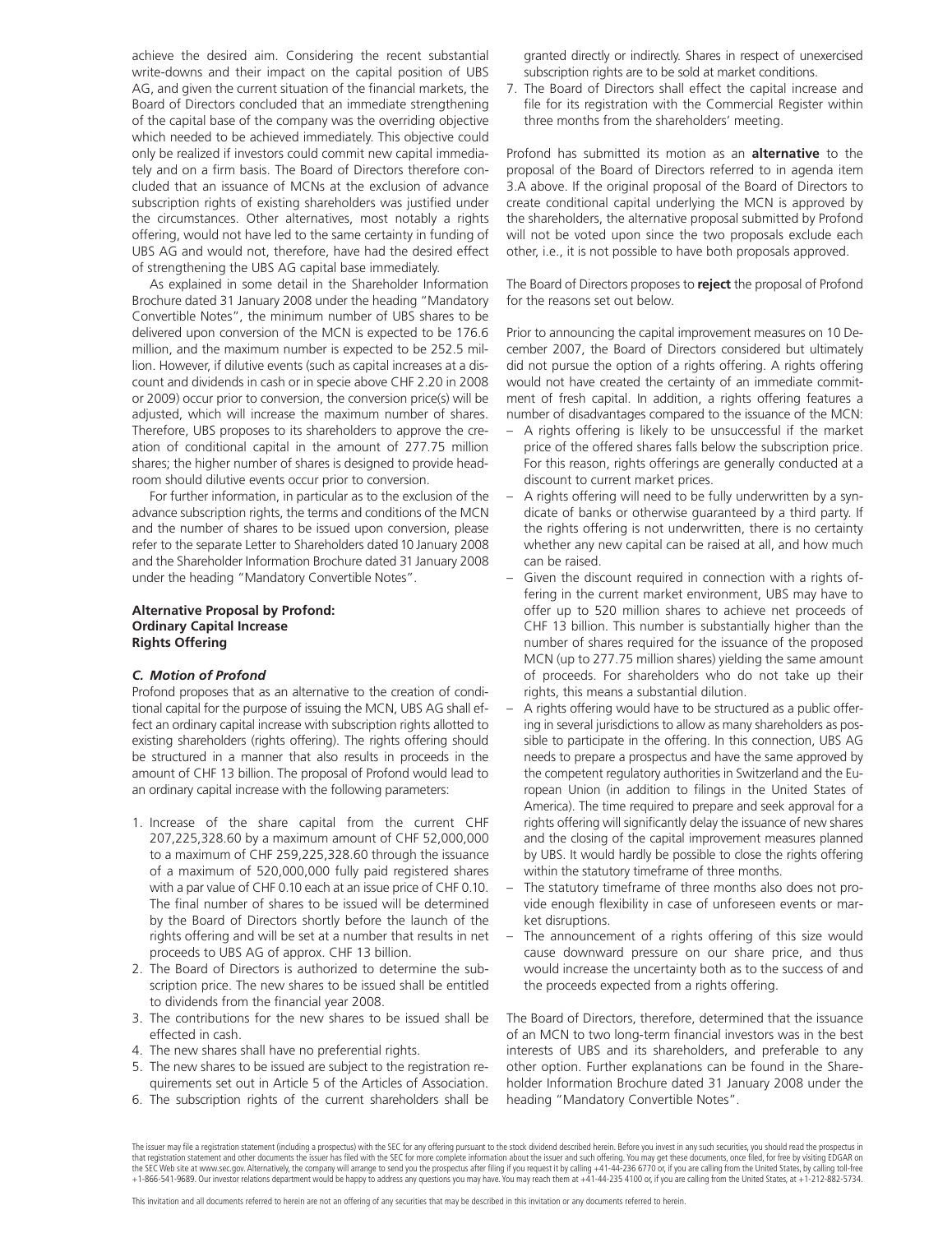achieve the desired aim. Considering the recent substantial write-downs and their impact on the capital position of UBS AG, and given the current situation of the financial markets, the Board of Directors concluded that an immediate strengthening of the capital base of the company was the overriding objective which needed to be achieved immediately. This objective could only be realized if investors could commit new capital immediately and on a firm basis. The Board of Directors therefore concluded that an issuance of MCNs at the exclusion of advance subscription rights of existing shareholders was justified under the circumstances. Other alternatives, most notably a rights offering, would not have led to the same certainty in funding of UBS AG and would not, therefore, have had the desired effect of strengthening the UBS AG capital base immediately.

As explained in some detail in the Shareholder Information Brochure dated 31 January 2008 under the heading "Mandatory Convertible Notes", the minimum number of UBS shares to be delivered upon conversion of the MCN is expected to be 176.6 million, and the maximum number is expected to be 252.5 million. However, if dilutive events (such as capital increases at a discount and dividends in cash or in specie above CHF 2.20 in 2008 or 2009) occur prior to conversion, the conversion price(s) will be adjusted, which will increase the maximum number of shares. Therefore, UBS proposes to its shareholders to approve the creation of conditional capital in the amount of 277.75 million shares; the higher number of shares is designed to provide headroom should dilutive events occur prior to conversion.

For further information, in particular as to the exclusion of the advance subscription rights, the terms and conditions of the MCN and the number of shares to be issued upon conversion, please refer to the separate Letter to Shareholders dated 10 January 2008 and the Shareholder Information Brochure dated 31 January 2008 under the heading "Mandatory Convertible Notes".

**Alternative Proposal by Profond:**
**Ordinary Capital Increase**
**Rights Offering**

***C. Motion of Profond***

Profond proposes that as an alternative to the creation of conditional capital for the purpose of issuing the MCN, UBS AG shall effect an ordinary capital increase with subscription rights allotted to existing shareholders (rights offering). The rights offering should be structured in a manner that also results in proceeds in the amount of CHF 13 billion. The proposal of Profond would lead to an ordinary capital increase with the following parameters:

1. Increase of the share capital from the current CHF 207,225,328.60 by a maximum amount of CHF 52,000,000 to a maximum of CHF 259,225,328.60 through the issuance of a maximum of 520,000,000 fully paid registered shares with a par value of CHF 0.10 each at an issue price of CHF 0.10. The final number of shares to be issued will be determined by the Board of Directors shortly before the launch of the rights offering and will be set at a number that results in net proceeds to UBS AG of approx. CHF 13 billion.
2. The Board of Directors is authorized to determine the subscription price. The new shares to be issued shall be entitled to dividends from the financial year 2008.
3. The contributions for the new shares to be issued shall be effected in cash.
4. The new shares shall have no preferential rights.
5. The new shares to be issued are subject to the registration requirements set out in Article 5 of the Articles of Association.
6. The subscription rights of the current shareholders shall be granted directly or indirectly. Shares in respect of unexercised subscription rights are to be sold at market conditions.
7. The Board of Directors shall effect the capital increase and file for its registration with the Commercial Register within three months from the shareholders' meeting.

Profond has submitted its motion as an **alternative** to the proposal of the Board of Directors referred to in agenda item 3.A above. If the original proposal of the Board of Directors to create conditional capital underlying the MCN is approved by the shareholders, the alternative proposal submitted by Profond will not be voted upon since the two proposals exclude each other, i.e., it is not possible to have both proposals approved.

The Board of Directors proposes to **reject** the proposal of Profond for the reasons set out below.

Prior to announcing the capital improvement measures on 10 December 2007, the Board of Directors considered but ultimately did not pursue the option of a rights offering. A rights offering would not have created the certainty of an immediate commitment of fresh capital. In addition, a rights offering features a number of disadvantages compared to the issuance of the MCN:

- A rights offering is likely to be unsuccessful if the market price of the offered shares falls below the subscription price. For this reason, rights offerings are generally conducted at a discount to current market prices.
- A rights offering will need to be fully underwritten by a syndicate of banks or otherwise guaranteed by a third party. If the rights offering is not underwritten, there is no certainty whether any new capital can be raised at all, and how much can be raised.
- Given the discount required in connection with a rights offering in the current market environment, UBS may have to offer up to 520 million shares to achieve net proceeds of CHF 13 billion. This number is substantially higher than the number of shares required for the issuance of the proposed MCN (up to 277.75 million shares) yielding the same amount of proceeds. For shareholders who do not take up their rights, this means a substantial dilution.
- A rights offering would have to be structured as a public offering in several jurisdictions to allow as many shareholders as possible to participate in the offering. In this connection, UBS AG needs to prepare a prospectus and have the same approved by the competent regulatory authorities in Switzerland and the European Union (in addition to filings in the United States of America). The time required to prepare and seek approval for a rights offering will significantly delay the issuance of new shares and the closing of the capital improvement measures planned by UBS. It would hardly be possible to close the rights offering within the statutory timeframe of three months.
- The statutory timeframe of three months also does not provide enough flexibility in case of unforeseen events or market disruptions.
- The announcement of a rights offering of this size would cause downward pressure on our share price, and thus would increase the uncertainty both as to the success of and the proceeds expected from a rights offering.

The Board of Directors, therefore, determined that the issuance of an MCN to two long-term financial investors was in the best interests of UBS and its shareholders, and preferable to any other option. Further explanations can be found in the Shareholder Information Brochure dated 31 January 2008 under the heading "Mandatory Convertible Notes".

The issuer may file a registration statement (including a prospectus) with the SEC for any offering pursuant to the stock dividend described herein. Before you invest in any such securities, you should read the prospectus in that registration statement and other documents the issuer has filed with the SEC for more complete information about the issuer and such offering. You may get these documents, once filed, for free by visiting EDGAR on the SEC Web site at www.sec.gov. Alternatively, the company will arrange to send you the prospectus after filing if you request it by calling +41-44-236 6770 or, if you are calling from the United States, by calling toll-free +1-866-541-9689. Our investor relations department would be happy to address any questions you may have. You may reach them at +41-44-235 4100 or, if you are calling from the United States, at +1-212-882-5734.

This invitation and all documents referred to herein are not an offering of any securities that may be described in this invitation or any documents referred to herein.